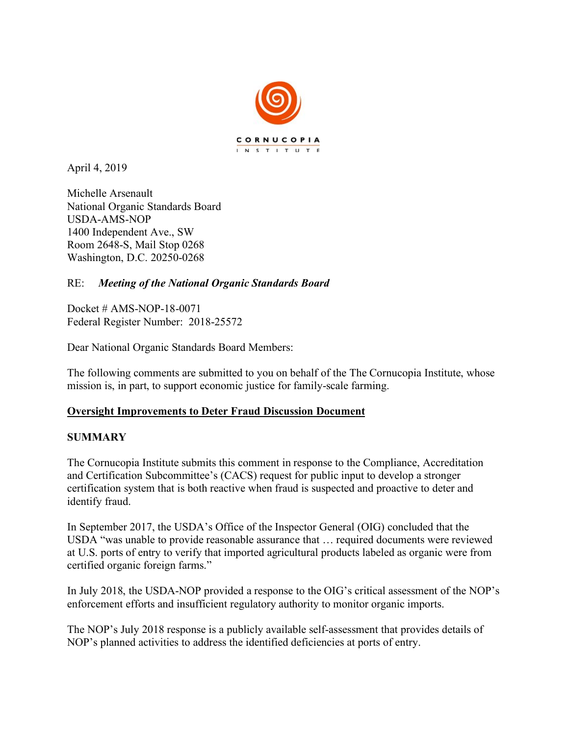CORNUCOPIA INSTITUTE

April 4, 2019

Michelle Arsenault
National Organic Standards Board
USDA-AMS-NOP
1400 Independent Ave., SW
Room 2648-S, Mail Stop 0268
Washington, D.C. 20250-0268

RE: *Meeting of the National Organic Standards Board*

Docket # AMS-NOP-18-0071
Federal Register Number: 2018-25572

Dear National Organic Standards Board Members:

The following comments are submitted to you on behalf of the The Cornucopia Institute, whose mission is, in part, to support economic justice for family-scale farming.

**Oversight Improvements to Deter Fraud Discussion Document**

**SUMMARY**

The Cornucopia Institute submits this comment in response to the Compliance, Accreditation and Certification Subcommittee's (CACS) request for public input to develop a stronger certification system that is both reactive when fraud is suspected and proactive to deter and identify fraud.

In September 2017, the USDA's Office of the Inspector General (OIG) concluded that the USDA "was unable to provide reasonable assurance that … required documents were reviewed at U.S. ports of entry to verify that imported agricultural products labeled as organic were from certified organic foreign farms."

In July 2018, the USDA-NOP provided a response to the OIG's critical assessment of the NOP's enforcement efforts and insufficient regulatory authority to monitor organic imports.

The NOP's July 2018 response is a publicly available self-assessment that provides details of NOP's planned activities to address the identified deficiencies at ports of entry.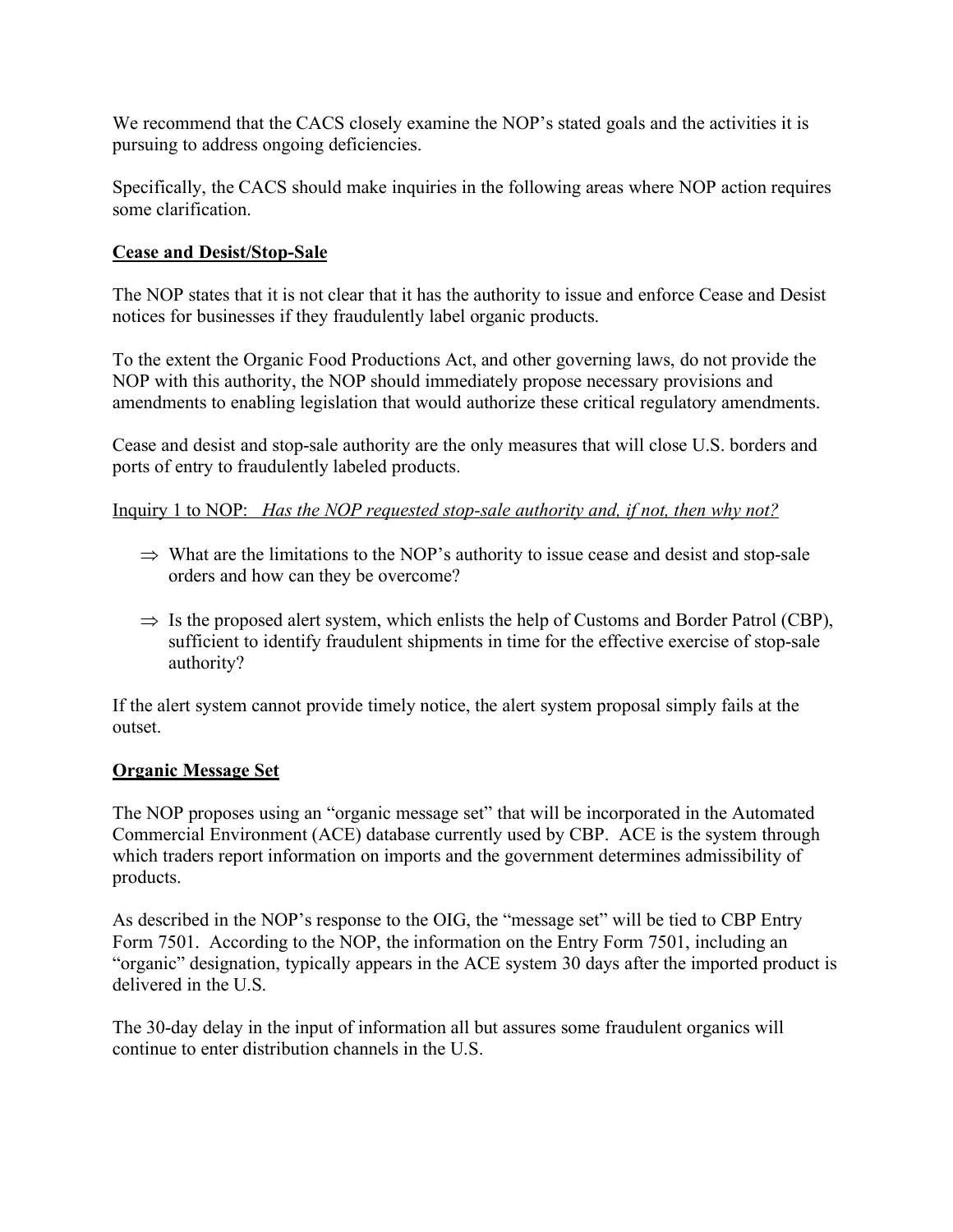We recommend that the CACS closely examine the NOP's stated goals and the activities it is pursuing to address ongoing deficiencies.

Specifically, the CACS should make inquiries in the following areas where NOP action requires some clarification.

**<u>Cease and Desist/Stop-Sale</u>**

The NOP states that it is not clear that it has the authority to issue and enforce Cease and Desist notices for businesses if they fraudulently label organic products.

To the extent the Organic Food Productions Act, and other governing laws, do not provide the NOP with this authority, the NOP should immediately propose necessary provisions and amendments to enabling legislation that would authorize these critical regulatory amendments.

Cease and desist and stop-sale authority are the only measures that will close U.S. borders and ports of entry to fraudulently labeled products.

<u>Inquiry 1 to NOP:</u> <u>*Has the NOP requested stop-sale authority and, if not, then why not?*</u>

- ⇒ What are the limitations to the NOP's authority to issue cease and desist and stop-sale orders and how can they be overcome?
- ⇒ Is the proposed alert system, which enlists the help of Customs and Border Patrol (CBP), sufficient to identify fraudulent shipments in time for the effective exercise of stop-sale authority?

If the alert system cannot provide timely notice, the alert system proposal simply fails at the outset.

**<u>Organic Message Set</u>**

The NOP proposes using an "organic message set" that will be incorporated in the Automated Commercial Environment (ACE) database currently used by CBP. ACE is the system through which traders report information on imports and the government determines admissibility of products.

As described in the NOP's response to the OIG, the "message set" will be tied to CBP Entry Form 7501. According to the NOP, the information on the Entry Form 7501, including an "organic" designation, typically appears in the ACE system 30 days after the imported product is delivered in the U.S.

The 30-day delay in the input of information all but assures some fraudulent organics will continue to enter distribution channels in the U.S.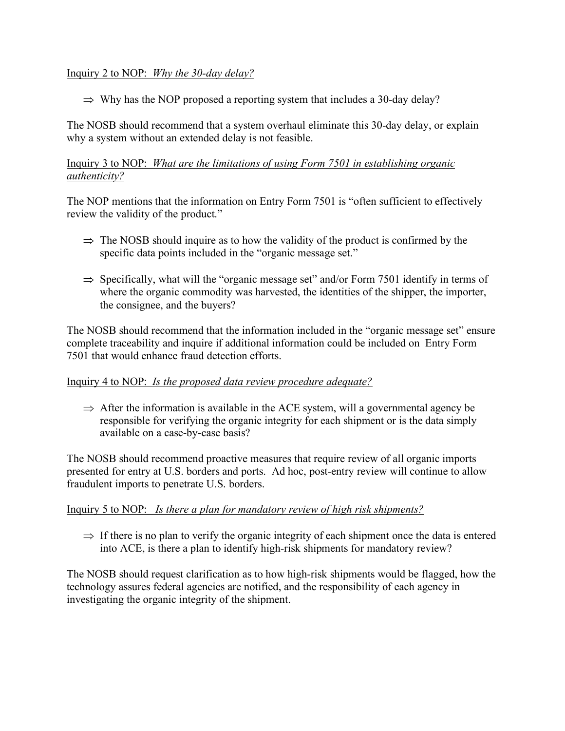Inquiry 2 to NOP: *Why the 30-day delay?*

⇒ Why has the NOP proposed a reporting system that includes a 30-day delay?

The NOSB should recommend that a system overhaul eliminate this 30-day delay, or explain why a system without an extended delay is not feasible.

Inquiry 3 to NOP: *What are the limitations of using Form 7501 in establishing organic authenticity?*

The NOP mentions that the information on Entry Form 7501 is "often sufficient to effectively review the validity of the product."

⇒ The NOSB should inquire as to how the validity of the product is confirmed by the specific data points included in the "organic message set."

⇒ Specifically, what will the "organic message set" and/or Form 7501 identify in terms of where the organic commodity was harvested, the identities of the shipper, the importer, the consignee, and the buyers?

The NOSB should recommend that the information included in the "organic message set" ensure complete traceability and inquire if additional information could be included on Entry Form 7501 that would enhance fraud detection efforts.

Inquiry 4 to NOP: *Is the proposed data review procedure adequate?*

⇒ After the information is available in the ACE system, will a governmental agency be responsible for verifying the organic integrity for each shipment or is the data simply available on a case-by-case basis?

The NOSB should recommend proactive measures that require review of all organic imports presented for entry at U.S. borders and ports. Ad hoc, post-entry review will continue to allow fraudulent imports to penetrate U.S. borders.

Inquiry 5 to NOP: *Is there a plan for mandatory review of high risk shipments?*

⇒ If there is no plan to verify the organic integrity of each shipment once the data is entered into ACE, is there a plan to identify high-risk shipments for mandatory review?

The NOSB should request clarification as to how high-risk shipments would be flagged, how the technology assures federal agencies are notified, and the responsibility of each agency in investigating the organic integrity of the shipment.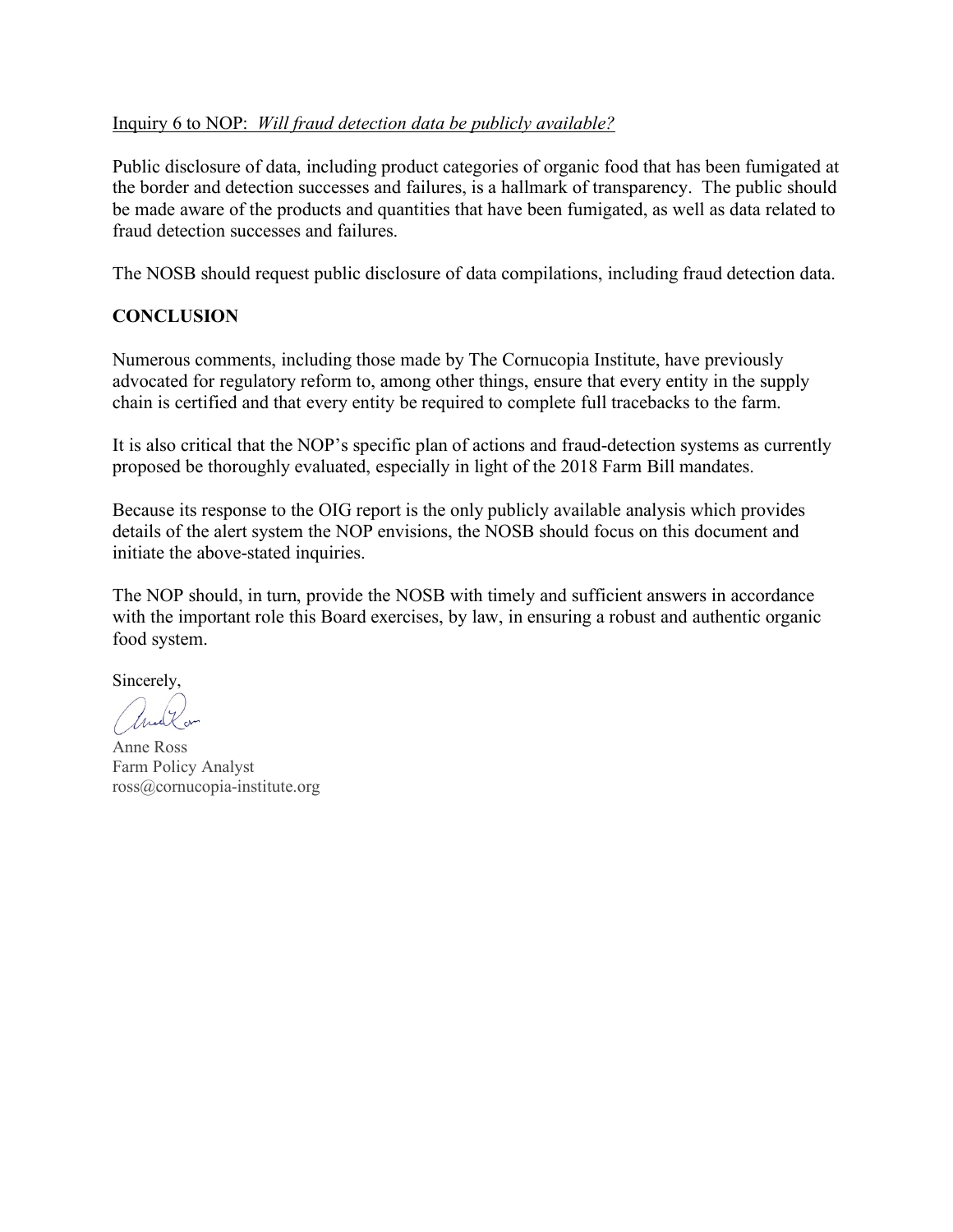Inquiry 6 to NOP: *Will fraud detection data be publicly available?*

Public disclosure of data, including product categories of organic food that has been fumigated at the border and detection successes and failures, is a hallmark of transparency. The public should be made aware of the products and quantities that have been fumigated, as well as data related to fraud detection successes and failures.

The NOSB should request public disclosure of data compilations, including fraud detection data.

## CONCLUSION

Numerous comments, including those made by The Cornucopia Institute, have previously advocated for regulatory reform to, among other things, ensure that every entity in the supply chain is certified and that every entity be required to complete full tracebacks to the farm.

It is also critical that the NOP's specific plan of actions and fraud-detection systems as currently proposed be thoroughly evaluated, especially in light of the 2018 Farm Bill mandates.

Because its response to the OIG report is the only publicly available analysis which provides details of the alert system the NOP envisions, the NOSB should focus on this document and initiate the above-stated inquiries.

The NOP should, in turn, provide the NOSB with timely and sufficient answers in accordance with the important role this Board exercises, by law, in ensuring a robust and authentic organic food system.

Sincerely,

Anne Ross
Farm Policy Analyst
ross@cornucopia-institute.org